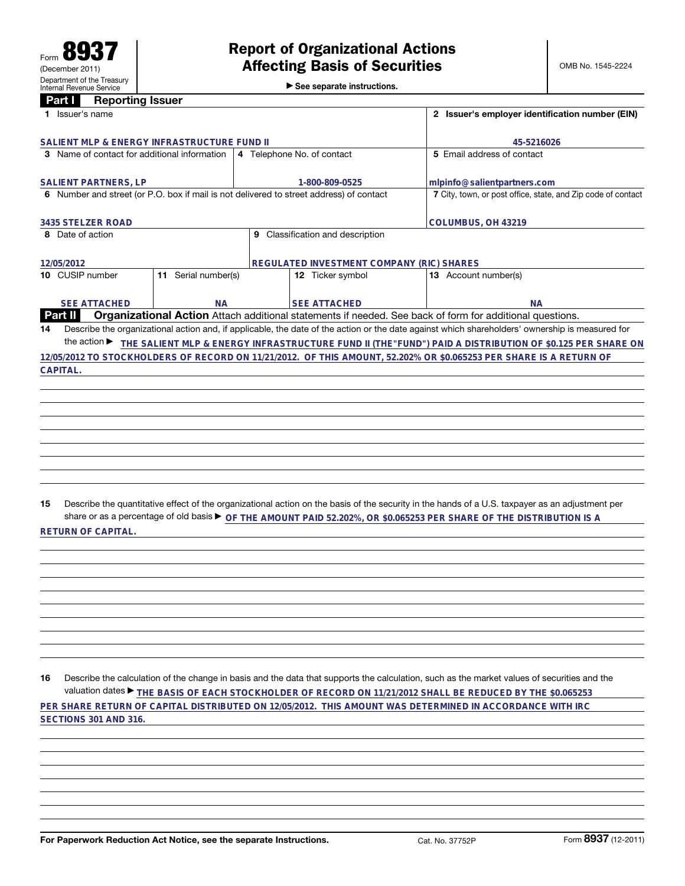Form **8937**
(December 2011)
Department of the Treasury
Internal Revenue Service

# Report of Organizational Actions Affecting Basis of Securities

► See separate instructions.

OMB No. 1545-2224

## Part I Reporting Issuer

| 1 Issuer's name | | | | 2 Issuer's employer identification number (EIN) |
|---|---|---|---|---|
| SALIENT MLP & ENERGY INFRASTRUCTURE FUND II | | | | 45-5216026 |
| 3 Name of contact for additional information | | 4 Telephone No. of contact | | 5 Email address of contact |
| SALIENT PARTNERS, LP | | 1-800-809-0525 | | mlpinfo@salientpartners.com |
| 6 Number and street (or P.O. box if mail is not delivered to street address) of contact | | | | 7 City, town, or post office, state, and Zip code of contact |
| 3435 STELZER ROAD | | | | COLUMBUS, OH 43219 |
| 8 Date of action | | 9 Classification and description | | |
| 12/05/2012 | | REGULATED INVESTMENT COMPANY (RIC) SHARES | | |
| 10 CUSIP number | 11 Serial number(s) | | 12 Ticker symbol | 13 Account number(s) |
| SEE ATTACHED | NA | | SEE ATTACHED | NA |

## Part II Organizational Action

Attach additional statements if needed. See back of form for additional questions.

**14** Describe the organizational action and, if applicable, the date of the action or the date against which shareholders' ownership is measured for the action ► THE SALIENT MLP & ENERGY INFRASTRUCTURE FUND II (THE"FUND") PAID A DISTRIBUTION OF $0.125 PER SHARE ON 12/05/2012 TO STOCKHOLDERS OF RECORD ON 11/21/2012. OF THIS AMOUNT, 52.202% OR $0.065253 PER SHARE IS A RETURN OF CAPITAL.

**15** Describe the quantitative effect of the organizational action on the basis of the security in the hands of a U.S. taxpayer as an adjustment per share or as a percentage of old basis ► OF THE AMOUNT PAID 52.202%, OR $0.065253 PER SHARE OF THE DISTRIBUTION IS A RETURN OF CAPITAL.

**16** Describe the calculation of the change in basis and the data that supports the calculation, such as the market values of securities and the valuation dates ► THE BASIS OF EACH STOCKHOLDER OF RECORD ON 11/21/2012 SHALL BE REDUCED BY THE $0.065253 PER SHARE RETURN OF CAPITAL DISTRIBUTED ON 12/05/2012. THIS AMOUNT WAS DETERMINED IN ACCORDANCE WITH IRC SECTIONS 301 AND 316.

**For Paperwork Reduction Act Notice, see the separate Instructions.** Cat. No. 37752P Form **8937** (12-2011)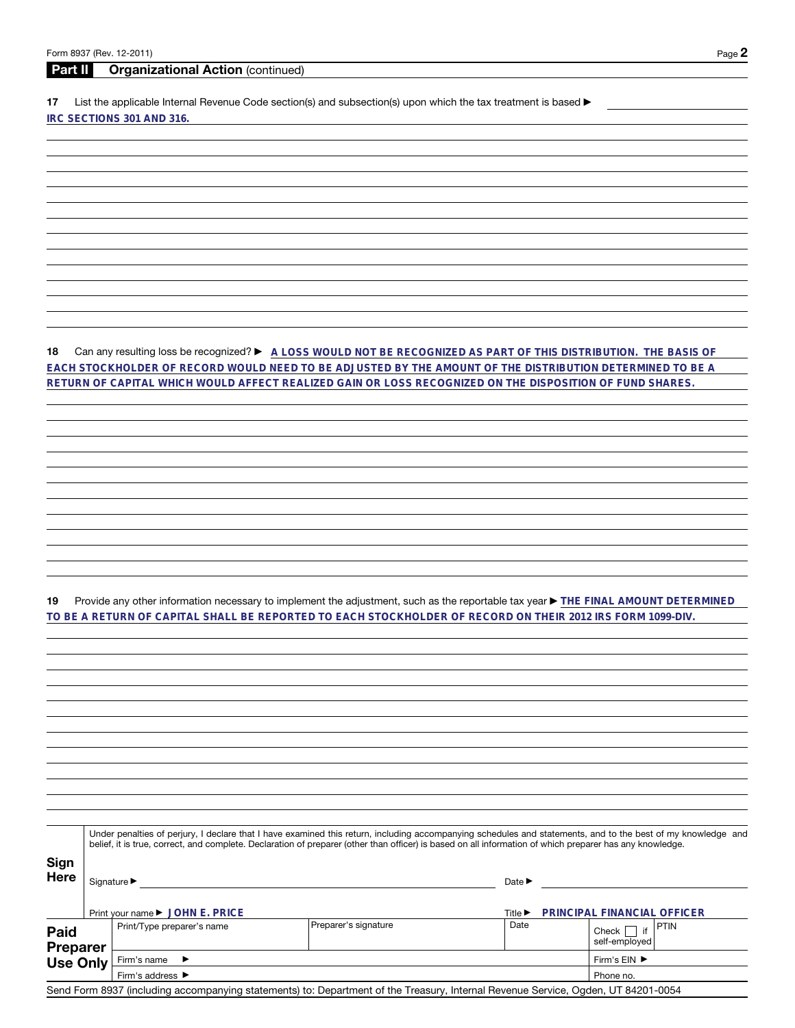## Part II Organizational Action (continued)

**17** List the applicable Internal Revenue Code section(s) and subsection(s) upon which the tax treatment is based ▶

IRC SECTIONS 301 AND 316.

**18** Can any resulting loss be recognized? ▶ A LOSS WOULD NOT BE RECOGNIZED AS PART OF THIS DISTRIBUTION. THE BASIS OF EACH STOCKHOLDER OF RECORD WOULD NEED TO BE ADJUSTED BY THE AMOUNT OF THE DISTRIBUTION DETERMINED TO BE A RETURN OF CAPITAL WHICH WOULD AFFECT REALIZED GAIN OR LOSS RECOGNIZED ON THE DISPOSITION OF FUND SHARES.

**19** Provide any other information necessary to implement the adjustment, such as the reportable tax year ▶ THE FINAL AMOUNT DETERMINED TO BE A RETURN OF CAPITAL SHALL BE REPORTED TO EACH STOCKHOLDER OF RECORD ON THEIR 2012 IRS FORM 1099-DIV.

**Sign Here**

Under penalties of perjury, I declare that I have examined this return, including accompanying schedules and statements, and to the best of my knowledge and belief, it is true, correct, and complete. Declaration of preparer (other than officer) is based on all information of which preparer has any knowledge.

Signature ▶ Date ▶

Print your name ▶ JOHN E. PRICE Title ▶ PRINCIPAL FINANCIAL OFFICER

| **Paid Preparer Use Only** | Print/Type preparer's name | Preparer's signature | Date | Check ☐ if self-employed | PTIN |
|---|---|---|---|---|---|
| | Firm's name ▶ | | | Firm's EIN ▶ | |
| | Firm's address ▶ | | | Phone no. | |

Send Form 8937 (including accompanying statements) to: Department of the Treasury, Internal Revenue Service, Ogden, UT 84201-0054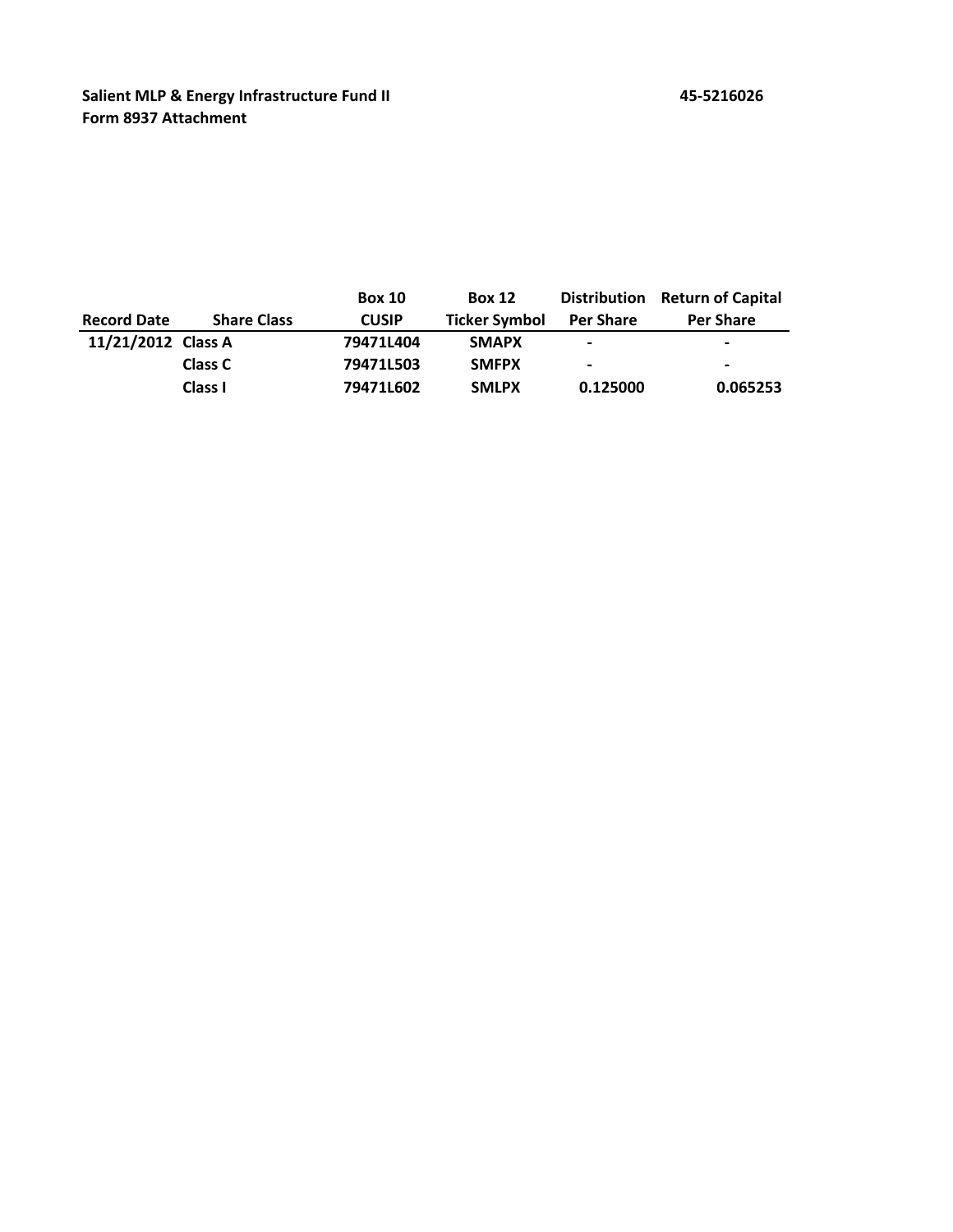**Salient MLP & Energy Infrastructure Fund II** **45-5216026**

**Form 8937 Attachment**

| Record Date | Share Class | Box 10 CUSIP | Box 12 Ticker Symbol | Distribution Per Share | Return of Capital Per Share |
|---|---|---|---|---|---|
| 11/21/2012 | Class A | 79471L404 | SMAPX | - | - |
| | Class C | 79471L503 | SMFPX | - | - |
| | Class I | 79471L602 | SMLPX | 0.125000 | 0.065253 |